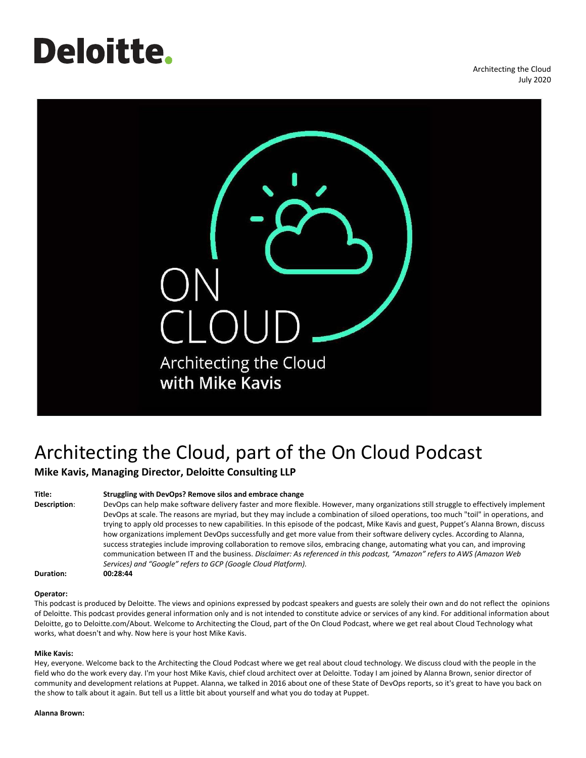# Architecting the Cloud, part of the On Cloud Podcast

**Mike Kavis, Managing Director, Deloitte Consulting LLP**

| | |
|---|---|
| **Title:** | **Struggling with DevOps? Remove silos and embrace change** |
| **Description**: | DevOps can help make software delivery faster and more flexible. However, many organizations still struggle to effectively implement DevOps at scale. The reasons are myriad, but they may include a combination of siloed operations, too much "toil" in operations, and trying to apply old processes to new capabilities. In this episode of the podcast, Mike Kavis and guest, Puppet's Alanna Brown, discuss how organizations implement DevOps successfully and get more value from their software delivery cycles. According to Alanna, success strategies include improving collaboration to remove silos, embracing change, automating what you can, and improving communication between IT and the business. *Disclaimer: As referenced in this podcast, "Amazon" refers to AWS (Amazon Web Services) and "Google" refers to GCP (Google Cloud Platform).* |
| **Duration:** | **00:28:44** |

**Operator:**

This podcast is produced by Deloitte. The views and opinions expressed by podcast speakers and guests are solely their own and do not reflect the opinions of Deloitte. This podcast provides general information only and is not intended to constitute advice or services of any kind. For additional information about Deloitte, go to Deloitte.com/About. Welcome to Architecting the Cloud, part of the On Cloud Podcast, where we get real about Cloud Technology what works, what doesn't and why. Now here is your host Mike Kavis.

**Mike Kavis:**

Hey, everyone. Welcome back to the Architecting the Cloud Podcast where we get real about cloud technology. We discuss cloud with the people in the field who do the work every day. I'm your host Mike Kavis, chief cloud architect over at Deloitte. Today I am joined by Alanna Brown, senior director of community and development relations at Puppet. Alanna, we talked in 2016 about one of these State of DevOps reports, so it's great to have you back on the show to talk about it again. But tell us a little bit about yourself and what you do today at Puppet.

**Alanna Brown:**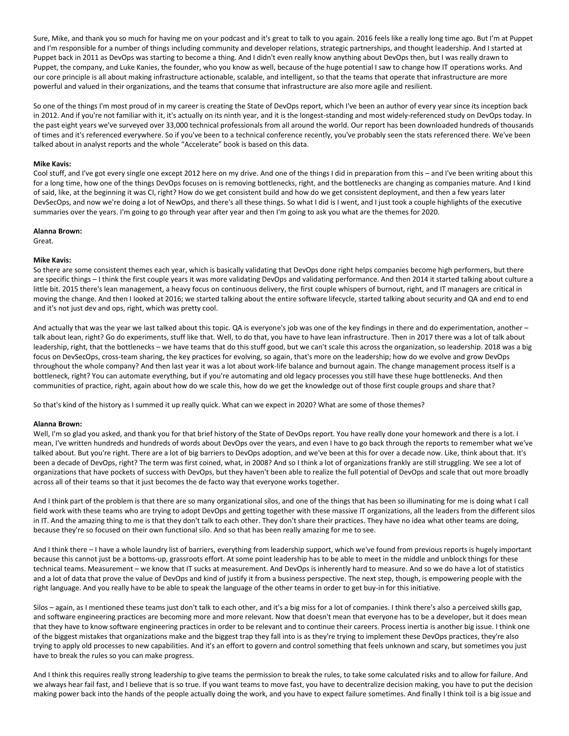Sure, Mike, and thank you so much for having me on your podcast and it's great to talk to you again. 2016 feels like a really long time ago. But I'm at Puppet and I'm responsible for a number of things including community and developer relations, strategic partnerships, and thought leadership. And I started at Puppet back in 2011 as DevOps was starting to become a thing. And I didn't even really know anything about DevOps then, but I was really drawn to Puppet, the company, and Luke Kanies, the founder, who you know as well, because of the huge potential I saw to change how IT operations works. And our core principle is all about making infrastructure actionable, scalable, and intelligent, so that the teams that operate that infrastructure are more powerful and valued in their organizations, and the teams that consume that infrastructure are also more agile and resilient.

So one of the things I'm most proud of in my career is creating the State of DevOps report, which I've been an author of every year since its inception back in 2012. And if you're not familiar with it, it's actually on its ninth year, and it is the longest-standing and most widely-referenced study on DevOps today. In the past eight years we've surveyed over 33,000 technical professionals from all around the world. Our report has been downloaded hundreds of thousands of times and it's referenced everywhere. So if you've been to a technical conference recently, you've probably seen the stats referenced there. We've been talked about in analyst reports and the whole "Accelerate" book is based on this data.

**Mike Kavis:**
Cool stuff, and I've got every single one except 2012 here on my drive. And one of the things I did in preparation from this – and I've been writing about this for a long time, how one of the things DevOps focuses on is removing bottlenecks, right, and the bottlenecks are changing as companies mature. And I kind of said, like, at the beginning it was CI, right? How do we get consistent build and how do we get consistent deployment, and then a few years later DevSecOps, and now we're doing a lot of NewOps, and there's all these things. So what I did is I went, and I just took a couple highlights of the executive summaries over the years. I'm going to go through year after year and then I'm going to ask you what are the themes for 2020.

**Alanna Brown:**
Great.

**Mike Kavis:**
So there are some consistent themes each year, which is basically validating that DevOps done right helps companies become high performers, but there are specific things – I think the first couple years it was more validating DevOps and validating performance. And then 2014 it started talking about culture a little bit. 2015 there's lean management, a heavy focus on continuous delivery, the first couple whispers of burnout, right, and IT managers are critical in moving the change. And then I looked at 2016; we started talking about the entire software lifecycle, started talking about security and QA and end to end and it's not just dev and ops, right, which was pretty cool.

And actually that was the year we last talked about this topic. QA is everyone's job was one of the key findings in there and do experimentation, another – talk about lean, right? Go do experiments, stuff like that. Well, to do that, you have to have lean infrastructure. Then in 2017 there was a lot of talk about leadership, right, that the bottlenecks – we have teams that do this stuff good, but we can't scale this across the organization, so leadership. 2018 was a big focus on DevSecOps, cross-team sharing, the key practices for evolving, so again, that's more on the leadership; how do we evolve and grow DevOps throughout the whole company? And then last year it was a lot about work-life balance and burnout again. The change management process itself is a bottleneck, right? You can automate everything, but if you're automating and old legacy processes you still have these huge bottlenecks. And then communities of practice, right, again about how do we scale this, how do we get the knowledge out of those first couple groups and share that?

So that's kind of the history as I summed it up really quick. What can we expect in 2020? What are some of those themes?

**Alanna Brown:**
Well, I'm so glad you asked, and thank you for that brief history of the State of DevOps report. You have really done your homework and there is a lot. I mean, I've written hundreds and hundreds of words about DevOps over the years, and even I have to go back through the reports to remember what we've talked about. But you're right. There are a lot of big barriers to DevOps adoption, and we've been at this for over a decade now. Like, think about that. It's been a decade of DevOps, right? The term was first coined, what, in 2008? And so I think a lot of organizations frankly are still struggling. We see a lot of organizations that have pockets of success with DevOps, but they haven't been able to realize the full potential of DevOps and scale that out more broadly across all of their teams so that it just becomes the de facto way that everyone works together.

And I think part of the problem is that there are so many organizational silos, and one of the things that has been so illuminating for me is doing what I call field work with these teams who are trying to adopt DevOps and getting together with these massive IT organizations, all the leaders from the different silos in IT. And the amazing thing to me is that they don't talk to each other. They don't share their practices. They have no idea what other teams are doing, because they're so focused on their own functional silo. And so that has been really amazing for me to see.

And I think there – I have a whole laundry list of barriers, everything from leadership support, which we've found from previous reports is hugely important because this cannot just be a bottoms-up, grassroots effort. At some point leadership has to be able to meet in the middle and unblock things for these technical teams. Measurement – we know that IT sucks at measurement. And DevOps is inherently hard to measure. And so we do have a lot of statistics and a lot of data that prove the value of DevOps and kind of justify it from a business perspective. The next step, though, is empowering people with the right language. And you really have to be able to speak the language of the other teams in order to get buy-in for this initiative.

Silos – again, as I mentioned these teams just don't talk to each other, and it's a big miss for a lot of companies. I think there's also a perceived skills gap, and software engineering practices are becoming more and more relevant. Now that doesn't mean that everyone has to be a developer, but it does mean that they have to know software engineering practices in order to be relevant and to continue their careers. Process inertia is another big issue. I think one of the biggest mistakes that organizations make and the biggest trap they fall into is as they're trying to implement these DevOps practices, they're also trying to apply old processes to new capabilities. And it's an effort to govern and control something that feels unknown and scary, but sometimes you just have to break the rules so you can make progress.

And I think this requires really strong leadership to give teams the permission to break the rules, to take some calculated risks and to allow for failure. And we always hear fail fast, and I believe that is so true. If you want teams to move fast, you have to decentralize decision making, you have to put the decision making power back into the hands of the people actually doing the work, and you have to expect failure sometimes. And finally I think toil is a big issue and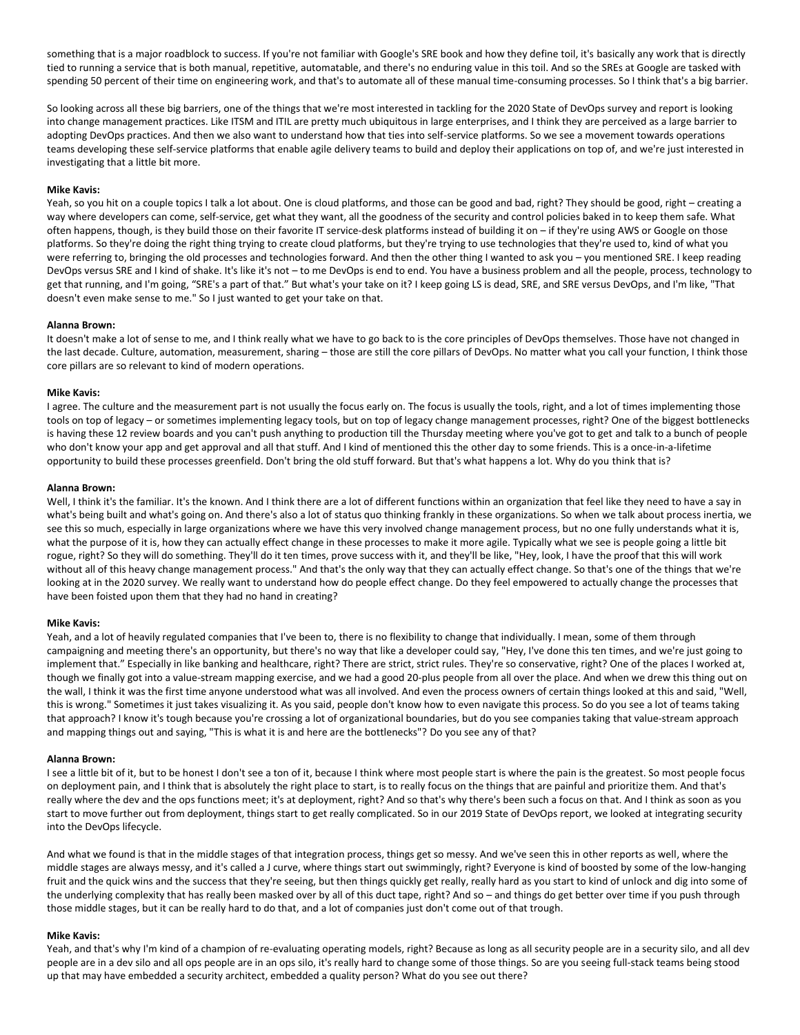something that is a major roadblock to success. If you're not familiar with Google's SRE book and how they define toil, it's basically any work that is directly tied to running a service that is both manual, repetitive, automatable, and there's no enduring value in this toil. And so the SREs at Google are tasked with spending 50 percent of their time on engineering work, and that's to automate all of these manual time-consuming processes. So I think that's a big barrier.

So looking across all these big barriers, one of the things that we're most interested in tackling for the 2020 State of DevOps survey and report is looking into change management practices. Like ITSM and ITIL are pretty much ubiquitous in large enterprises, and I think they are perceived as a large barrier to adopting DevOps practices. And then we also want to understand how that ties into self-service platforms. So we see a movement towards operations teams developing these self-service platforms that enable agile delivery teams to build and deploy their applications on top of, and we're just interested in investigating that a little bit more.

**Mike Kavis:**
Yeah, so you hit on a couple topics I talk a lot about. One is cloud platforms, and those can be good and bad, right? They should be good, right – creating a way where developers can come, self-service, get what they want, all the goodness of the security and control policies baked in to keep them safe. What often happens, though, is they build those on their favorite IT service-desk platforms instead of building it on – if they're using AWS or Google on those platforms. So they're doing the right thing trying to create cloud platforms, but they're trying to use technologies that they're used to, kind of what you were referring to, bringing the old processes and technologies forward. And then the other thing I wanted to ask you – you mentioned SRE. I keep reading DevOps versus SRE and I kind of shake. It's like it's not – to me DevOps is end to end. You have a business problem and all the people, process, technology to get that running, and I'm going, "SRE's a part of that." But what's your take on it? I keep going LS is dead, SRE, and SRE versus DevOps, and I'm like, "That doesn't even make sense to me." So I just wanted to get your take on that.

**Alanna Brown:**
It doesn't make a lot of sense to me, and I think really what we have to go back to is the core principles of DevOps themselves. Those have not changed in the last decade. Culture, automation, measurement, sharing – those are still the core pillars of DevOps. No matter what you call your function, I think those core pillars are so relevant to kind of modern operations.

**Mike Kavis:**
I agree. The culture and the measurement part is not usually the focus early on. The focus is usually the tools, right, and a lot of times implementing those tools on top of legacy – or sometimes implementing legacy tools, but on top of legacy change management processes, right? One of the biggest bottlenecks is having these 12 review boards and you can't push anything to production till the Thursday meeting where you've got to get and talk to a bunch of people who don't know your app and get approval and all that stuff. And I kind of mentioned this the other day to some friends. This is a once-in-a-lifetime opportunity to build these processes greenfield. Don't bring the old stuff forward. But that's what happens a lot. Why do you think that is?

**Alanna Brown:**
Well, I think it's the familiar. It's the known. And I think there are a lot of different functions within an organization that feel like they need to have a say in what's being built and what's going on. And there's also a lot of status quo thinking frankly in these organizations. So when we talk about process inertia, we see this so much, especially in large organizations where we have this very involved change management process, but no one fully understands what it is, what the purpose of it is, how they can actually effect change in these processes to make it more agile. Typically what we see is people going a little bit rogue, right? So they will do something. They'll do it ten times, prove success with it, and they'll be like, "Hey, look, I have the proof that this will work without all of this heavy change management process." And that's the only way that they can actually effect change. So that's one of the things that we're looking at in the 2020 survey. We really want to understand how do people effect change. Do they feel empowered to actually change the processes that have been foisted upon them that they had no hand in creating?

**Mike Kavis:**
Yeah, and a lot of heavily regulated companies that I've been to, there is no flexibility to change that individually. I mean, some of them through campaigning and meeting there's an opportunity, but there's no way that like a developer could say, "Hey, I've done this ten times, and we're just going to implement that." Especially in like banking and healthcare, right? There are strict, strict rules. They're so conservative, right? One of the places I worked at, though we finally got into a value-stream mapping exercise, and we had a good 20-plus people from all over the place. And when we drew this thing out on the wall, I think it was the first time anyone understood what was all involved. And even the process owners of certain things looked at this and said, "Well, this is wrong." Sometimes it just takes visualizing it. As you said, people don't know how to even navigate this process. So do you see a lot of teams taking that approach? I know it's tough because you're crossing a lot of organizational boundaries, but do you see companies taking that value-stream approach and mapping things out and saying, "This is what it is and here are the bottlenecks"? Do you see any of that?

**Alanna Brown:**
I see a little bit of it, but to be honest I don't see a ton of it, because I think where most people start is where the pain is the greatest. So most people focus on deployment pain, and I think that is absolutely the right place to start, is to really focus on the things that are painful and prioritize them. And that's really where the dev and the ops functions meet; it's at deployment, right? And so that's why there's been such a focus on that. And I think as soon as you start to move further out from deployment, things start to get really complicated. So in our 2019 State of DevOps report, we looked at integrating security into the DevOps lifecycle.

And what we found is that in the middle stages of that integration process, things get so messy. And we've seen this in other reports as well, where the middle stages are always messy, and it's called a J curve, where things start out swimmingly, right? Everyone is kind of boosted by some of the low-hanging fruit and the quick wins and the success that they're seeing, but then things quickly get really, really hard as you start to kind of unlock and dig into some of the underlying complexity that has really been masked over by all of this duct tape, right? And so – and things do get better over time if you push through those middle stages, but it can be really hard to do that, and a lot of companies just don't come out of that trough.

**Mike Kavis:**
Yeah, and that's why I'm kind of a champion of re-evaluating operating models, right? Because as long as all security people are in a security silo, and all dev people are in a dev silo and all ops people are in an ops silo, it's really hard to change some of those things. So are you seeing full-stack teams being stood up that may have embedded a security architect, embedded a quality person? What do you see out there?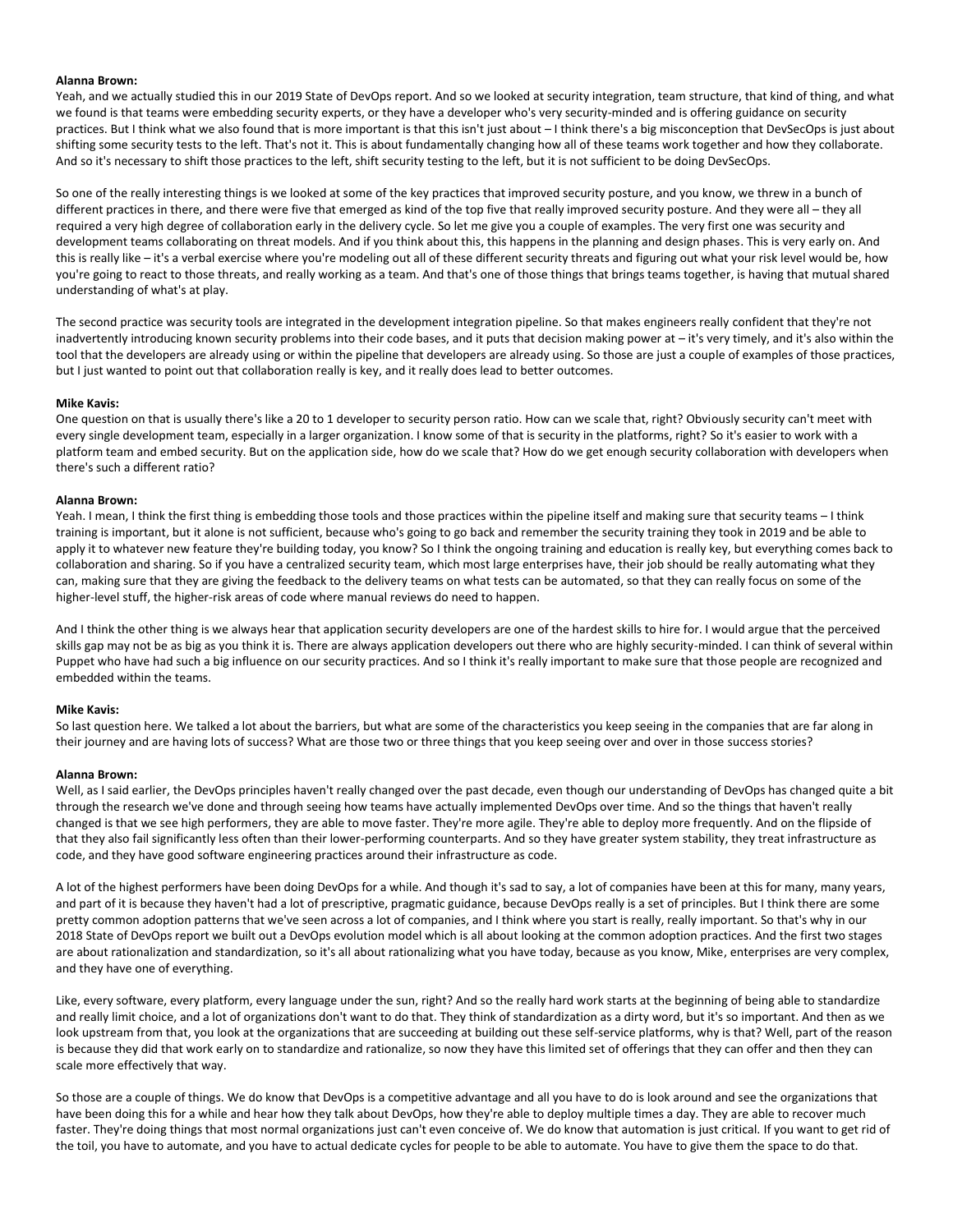**Alanna Brown:**
Yeah, and we actually studied this in our 2019 State of DevOps report. And so we looked at security integration, team structure, that kind of thing, and what we found is that teams were embedding security experts, or they have a developer who's very security-minded and is offering guidance on security practices. But I think what we also found that is more important is that this isn't just about – I think there's a big misconception that DevSecOps is just about shifting some security tests to the left. That's not it. This is about fundamentally changing how all of these teams work together and how they collaborate. And so it's necessary to shift those practices to the left, shift security testing to the left, but it is not sufficient to be doing DevSecOps.

So one of the really interesting things is we looked at some of the key practices that improved security posture, and you know, we threw in a bunch of different practices in there, and there were five that emerged as kind of the top five that really improved security posture. And they were all – they all required a very high degree of collaboration early in the delivery cycle. So let me give you a couple of examples. The very first one was security and development teams collaborating on threat models. And if you think about this, this happens in the planning and design phases. This is very early on. And this is really like – it's a verbal exercise where you're modeling out all of these different security threats and figuring out what your risk level would be, how you're going to react to those threats, and really working as a team. And that's one of those things that brings teams together, is having that mutual shared understanding of what's at play.

The second practice was security tools are integrated in the development integration pipeline. So that makes engineers really confident that they're not inadvertently introducing known security problems into their code bases, and it puts that decision making power at – it's very timely, and it's also within the tool that the developers are already using or within the pipeline that developers are already using. So those are just a couple of examples of those practices, but I just wanted to point out that collaboration really is key, and it really does lead to better outcomes.

**Mike Kavis:**
One question on that is usually there's like a 20 to 1 developer to security person ratio. How can we scale that, right? Obviously security can't meet with every single development team, especially in a larger organization. I know some of that is security in the platforms, right? So it's easier to work with a platform team and embed security. But on the application side, how do we scale that? How do we get enough security collaboration with developers when there's such a different ratio?

**Alanna Brown:**
Yeah. I mean, I think the first thing is embedding those tools and those practices within the pipeline itself and making sure that security teams – I think training is important, but it alone is not sufficient, because who's going to go back and remember the security training they took in 2019 and be able to apply it to whatever new feature they're building today, you know? So I think the ongoing training and education is really key, but everything comes back to collaboration and sharing. So if you have a centralized security team, which most large enterprises have, their job should be really automating what they can, making sure that they are giving the feedback to the delivery teams on what tests can be automated, so that they can really focus on some of the higher-level stuff, the higher-risk areas of code where manual reviews do need to happen.

And I think the other thing is we always hear that application security developers are one of the hardest skills to hire for. I would argue that the perceived skills gap may not be as big as you think it is. There are always application developers out there who are highly security-minded. I can think of several within Puppet who have had such a big influence on our security practices. And so I think it's really important to make sure that those people are recognized and embedded within the teams.

**Mike Kavis:**
So last question here. We talked a lot about the barriers, but what are some of the characteristics you keep seeing in the companies that are far along in their journey and are having lots of success? What are those two or three things that you keep seeing over and over in those success stories?

**Alanna Brown:**
Well, as I said earlier, the DevOps principles haven't really changed over the past decade, even though our understanding of DevOps has changed quite a bit through the research we've done and through seeing how teams have actually implemented DevOps over time. And so the things that haven't really changed is that we see high performers, they are able to move faster. They're more agile. They're able to deploy more frequently. And on the flipside of that they also fail significantly less often than their lower-performing counterparts. And so they have greater system stability, they treat infrastructure as code, and they have good software engineering practices around their infrastructure as code.

A lot of the highest performers have been doing DevOps for a while. And though it's sad to say, a lot of companies have been at this for many, many years, and part of it is because they haven't had a lot of prescriptive, pragmatic guidance, because DevOps really is a set of principles. But I think there are some pretty common adoption patterns that we've seen across a lot of companies, and I think where you start is really, really important. So that's why in our 2018 State of DevOps report we built out a DevOps evolution model which is all about looking at the common adoption practices. And the first two stages are about rationalization and standardization, so it's all about rationalizing what you have today, because as you know, Mike, enterprises are very complex, and they have one of everything.

Like, every software, every platform, every language under the sun, right? And so the really hard work starts at the beginning of being able to standardize and really limit choice, and a lot of organizations don't want to do that. They think of standardization as a dirty word, but it's so important. And then as we look upstream from that, you look at the organizations that are succeeding at building out these self-service platforms, why is that? Well, part of the reason is because they did that work early on to standardize and rationalize, so now they have this limited set of offerings that they can offer and then they can scale more effectively that way.

So those are a couple of things. We do know that DevOps is a competitive advantage and all you have to do is look around and see the organizations that have been doing this for a while and hear how they talk about DevOps, how they're able to deploy multiple times a day. They are able to recover much faster. They're doing things that most normal organizations just can't even conceive of. We do know that automation is just critical. If you want to get rid of the toil, you have to automate, and you have to actual dedicate cycles for people to be able to automate. You have to give them the space to do that.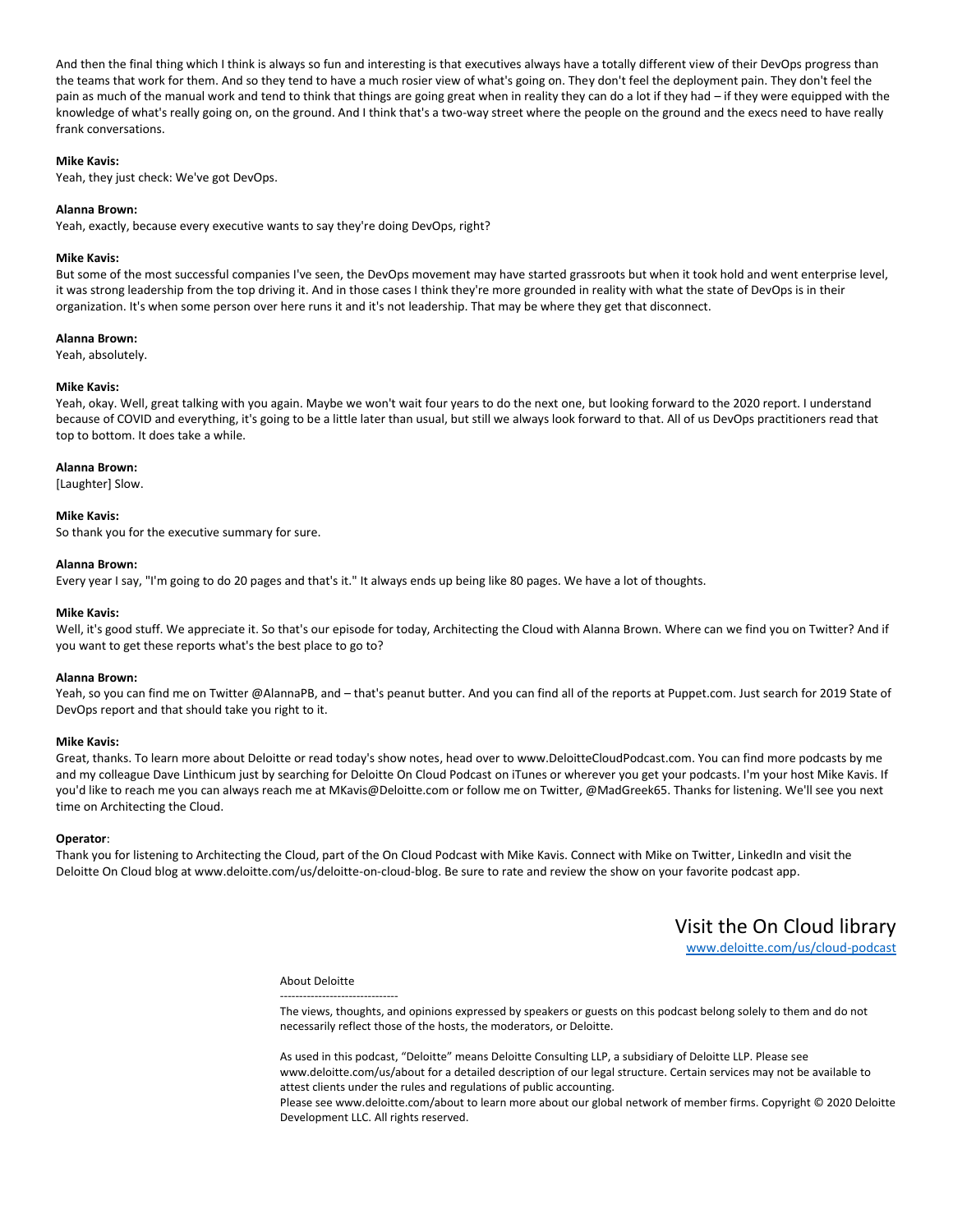And then the final thing which I think is always so fun and interesting is that executives always have a totally different view of their DevOps progress than the teams that work for them. And so they tend to have a much rosier view of what's going on. They don't feel the deployment pain. They don't feel the pain as much of the manual work and tend to think that things are going great when in reality they can do a lot if they had – if they were equipped with the knowledge of what's really going on, on the ground. And I think that's a two-way street where the people on the ground and the execs need to have really frank conversations.

**Mike Kavis:**
Yeah, they just check: We've got DevOps.

**Alanna Brown:**
Yeah, exactly, because every executive wants to say they're doing DevOps, right?

**Mike Kavis:**
But some of the most successful companies I've seen, the DevOps movement may have started grassroots but when it took hold and went enterprise level, it was strong leadership from the top driving it. And in those cases I think they're more grounded in reality with what the state of DevOps is in their organization. It's when some person over here runs it and it's not leadership. That may be where they get that disconnect.

**Alanna Brown:**
Yeah, absolutely.

**Mike Kavis:**
Yeah, okay. Well, great talking with you again. Maybe we won't wait four years to do the next one, but looking forward to the 2020 report. I understand because of COVID and everything, it's going to be a little later than usual, but still we always look forward to that. All of us DevOps practitioners read that top to bottom. It does take a while.

**Alanna Brown:**
[Laughter] Slow.

**Mike Kavis:**
So thank you for the executive summary for sure.

**Alanna Brown:**
Every year I say, "I'm going to do 20 pages and that's it." It always ends up being like 80 pages. We have a lot of thoughts.

**Mike Kavis:**
Well, it's good stuff. We appreciate it. So that's our episode for today, Architecting the Cloud with Alanna Brown. Where can we find you on Twitter? And if you want to get these reports what's the best place to go to?

**Alanna Brown:**
Yeah, so you can find me on Twitter @AlannaPB, and – that's peanut butter. And you can find all of the reports at Puppet.com. Just search for 2019 State of DevOps report and that should take you right to it.

**Mike Kavis:**
Great, thanks. To learn more about Deloitte or read today's show notes, head over to www.DeloitteCloudPodcast.com. You can find more podcasts by me and my colleague Dave Linthicum just by searching for Deloitte On Cloud Podcast on iTunes or wherever you get your podcasts. I'm your host Mike Kavis. If you'd like to reach me you can always reach me at MKavis@Deloitte.com or follow me on Twitter, @MadGreek65. Thanks for listening. We'll see you next time on Architecting the Cloud.

**Operator**:
Thank you for listening to Architecting the Cloud, part of the On Cloud Podcast with Mike Kavis. Connect with Mike on Twitter, LinkedIn and visit the Deloitte On Cloud blog at www.deloitte.com/us/deloitte-on-cloud-blog. Be sure to rate and review the show on your favorite podcast app.

## Visit the On Cloud library

www.deloitte.com/us/cloud-podcast

About Deloitte
-------------------------------
The views, thoughts, and opinions expressed by speakers or guests on this podcast belong solely to them and do not necessarily reflect those of the hosts, the moderators, or Deloitte.

As used in this podcast, "Deloitte" means Deloitte Consulting LLP, a subsidiary of Deloitte LLP. Please see www.deloitte.com/us/about for a detailed description of our legal structure. Certain services may not be available to attest clients under the rules and regulations of public accounting.
Please see www.deloitte.com/about to learn more about our global network of member firms. Copyright © 2020 Deloitte Development LLC. All rights reserved.